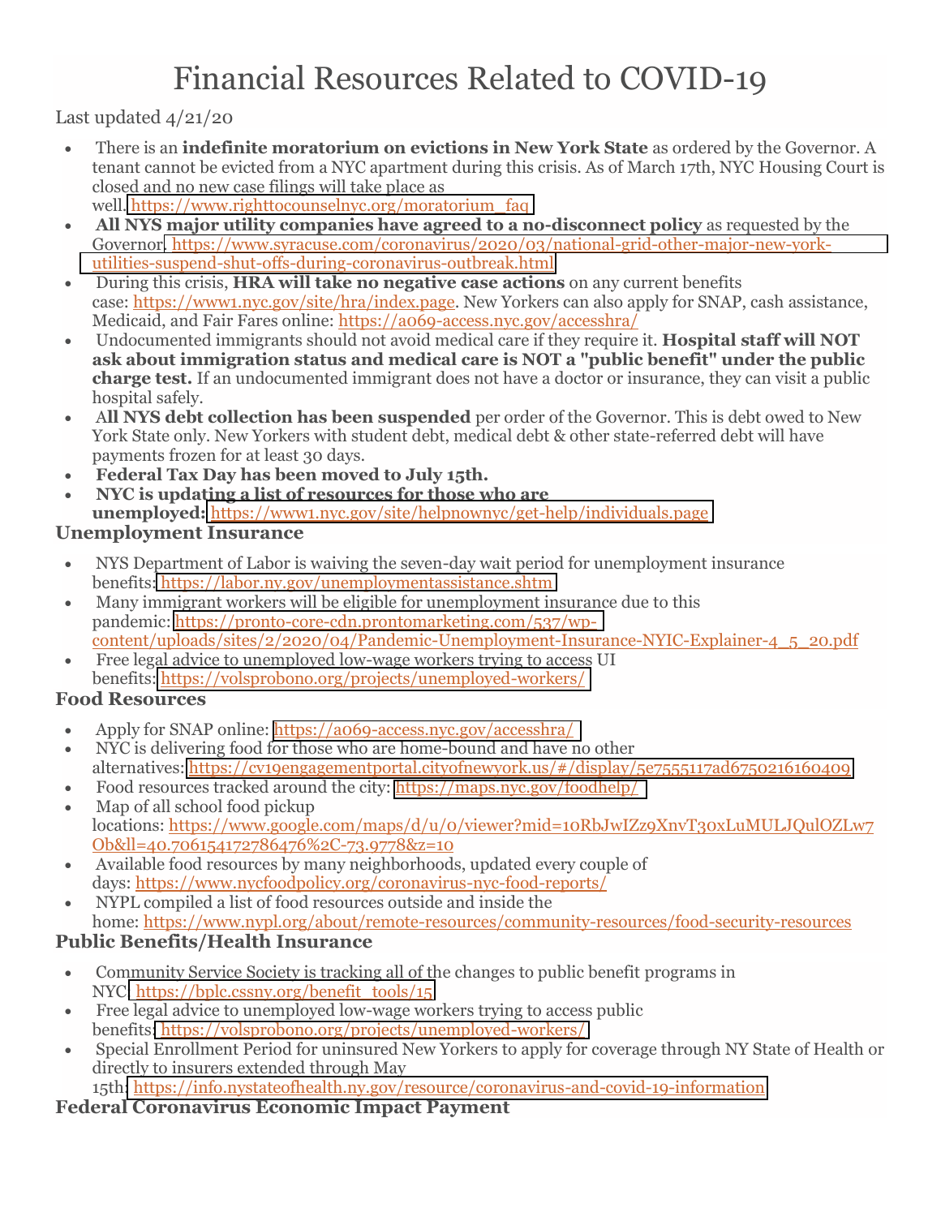# Financial Resources Related to COVID-19

Last updated 4/21/20

- There is an **indefinite moratorium on evictions in New York State** as ordered by the Governor. A tenant cannot be evicted from a NYC apartment during this crisis. As of March 17th, NYC Housing Court is closed and no new case filings will take place as well. https://www.righttocounselnyc.org/moratorium_faq
- **All NYS major utility companies have agreed to a no-disconnect policy** as requested by the Governor. https://www.syracuse.com/coronavirus/2020/03/national-grid-other-major-new-york-utilities-suspend-shut-offs-during-coronavirus-outbreak.html
- During this crisis, **HRA will take no negative case actions** on any current benefits case: https://www1.nyc.gov/site/hra/index.page. New Yorkers can also apply for SNAP, cash assistance, Medicaid, and Fair Fares online: https://a069-access.nyc.gov/accesshra/
- Undocumented immigrants should not avoid medical care if they require it. **Hospital staff will NOT ask about immigration status and medical care is NOT a "public benefit" under the public charge test.** If an undocumented immigrant does not have a doctor or insurance, they can visit a public hospital safely.
- **All NYS debt collection has been suspended** per order of the Governor. This is debt owed to New York State only. New Yorkers with student debt, medical debt & other state-referred debt will have payments frozen for at least 30 days.
- **Federal Tax Day has been moved to July 15th.**
- **NYC is updating a list of resources for those who are unemployed:** https://www1.nyc.gov/site/helpnownyc/get-help/individuals.page

## Unemployment Insurance

- NYS Department of Labor is waiving the seven-day wait period for unemployment insurance benefits: https://labor.ny.gov/unemploymentassistance.shtm
- Many immigrant workers will be eligible for unemployment insurance due to this pandemic: https://pronto-core-cdn.prontomarketing.com/537/wp-content/uploads/sites/2/2020/04/Pandemic-Unemployment-Insurance-NYIC-Explainer-4_5_20.pdf
- Free legal advice to unemployed low-wage workers trying to access UI benefits: https://volsprobono.org/projects/unemployed-workers/

## Food Resources

- Apply for SNAP online: https://a069-access.nyc.gov/accesshra/
- NYC is delivering food for those who are home-bound and have no other alternatives: https://cv19engagementportal.cityofnewyork.us/#/display/5e7555117ad6750216160409
- Food resources tracked around the city: https://maps.nyc.gov/foodhelp/
- Map of all school food pickup locations: https://www.google.com/maps/d/u/0/viewer?mid=10RbJwIZz9XnvT30xLuMULJQulOZLw7Ob&ll=40.70615417278647​6%2C-73.9778&z=10
- Available food resources by many neighborhoods, updated every couple of days: https://www.nycfoodpolicy.org/coronavirus-nyc-food-reports/
- NYPL compiled a list of food resources outside and inside the home: https://www.nypl.org/about/remote-resources/community-resources/food-security-resources

## Public Benefits/Health Insurance

- Community Service Society is tracking all of the changes to public benefit programs in NYC: https://bplc.cssny.org/benefit_tools/15
- Free legal advice to unemployed low-wage workers trying to access public benefits: https://volsprobono.org/projects/unemployed-workers/
- Special Enrollment Period for uninsured New Yorkers to apply for coverage through NY State of Health or directly to insurers extended through May 15th: https://info.nystateofhealth.ny.gov/resource/coronavirus-and-covid-19-information

## Federal Coronavirus Economic Impact Payment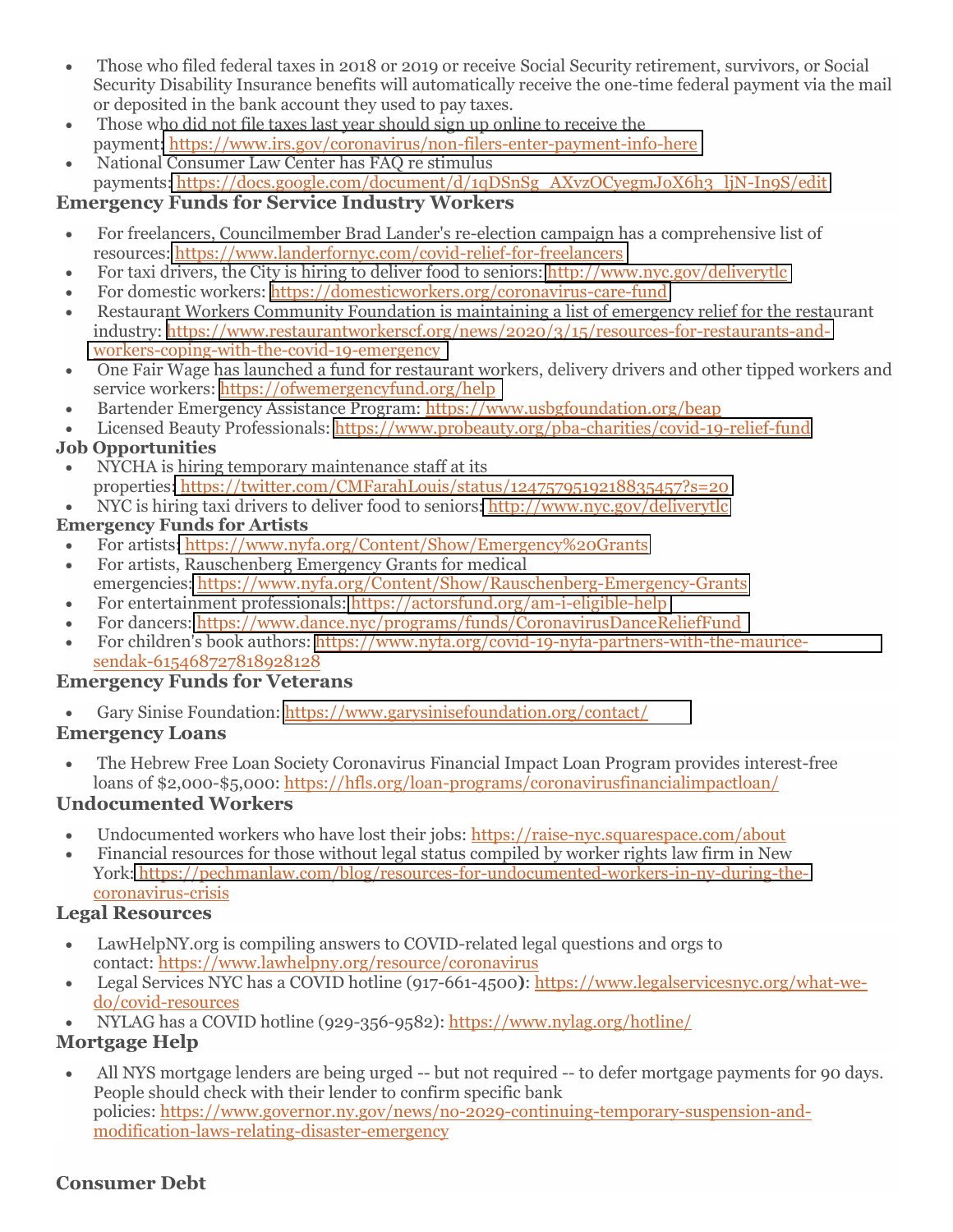- Those who filed federal taxes in 2018 or 2019 or receive Social Security retirement, survivors, or Social Security Disability Insurance benefits will automatically receive the one-time federal payment via the mail or deposited in the bank account they used to pay taxes.
- Those who did not file taxes last year should sign up online to receive the payment: https://www.irs.gov/coronavirus/non-filers-enter-payment-info-here
- National Consumer Law Center has FAQ re stimulus payments: https://docs.google.com/document/d/1qDSnSg_AXvzOCyegmJoX6h3_ljN-In9S/edit

### Emergency Funds for Service Industry Workers

- For freelancers, Councilmember Brad Lander's re-election campaign has a comprehensive list of resources: https://www.landerfornyc.com/covid-relief-for-freelancers
- For taxi drivers, the City is hiring to deliver food to seniors: http://www.nyc.gov/deliverytlc
- For domestic workers: https://domesticworkers.org/coronavirus-care-fund
- Restaurant Workers Community Foundation is maintaining a list of emergency relief for the restaurant industry: https://www.restaurantworkerscf.org/news/2020/3/15/resources-for-restaurants-and-workers-coping-with-the-covid-19-emergency
- One Fair Wage has launched a fund for restaurant workers, delivery drivers and other tipped workers and service workers: https://ofwemergencyfund.org/help
- Bartender Emergency Assistance Program: https://www.usbgfoundation.org/beap
- Licensed Beauty Professionals: https://www.probeauty.org/pba-charities/covid-19-relief-fund

### Job Opportunities

- NYCHA is hiring temporary maintenance staff at its properties: https://twitter.com/CMFarahLouis/status/1247579519218835457?s=20
- NYC is hiring taxi drivers to deliver food to seniors: http://www.nyc.gov/deliverytlc

### Emergency Funds for Artists

- For artists: https://www.nyfa.org/Content/Show/Emergency%20Grants
- For artists, Rauschenberg Emergency Grants for medical emergencies: https://www.nyfa.org/Content/Show/Rauschenberg-Emergency-Grants
- For entertainment professionals: https://actorsfund.org/am-i-eligible-help
- For dancers: https://www.dance.nyc/programs/funds/CoronavirusDanceReliefFund
- For children's book authors: https://www.nyfa.org/covid-19-nyfa-partners-with-the-maurice-sendak-615468727818928128

### Emergency Funds for Veterans

- Gary Sinise Foundation: https://www.garysinisefoundation.org/contact/

### Emergency Loans

- The Hebrew Free Loan Society Coronavirus Financial Impact Loan Program provides interest-free loans of $2,000-$5,000: https://hfls.org/loan-programs/coronavirusfinancialimpactloan/

### Undocumented Workers

- Undocumented workers who have lost their jobs: https://raise-nyc.squarespace.com/about
- Financial resources for those without legal status compiled by worker rights law firm in New York: https://pechmanlaw.com/blog/resources-for-undocumented-workers-in-ny-during-the-coronavirus-crisis

### Legal Resources

- LawHelpNY.org is compiling answers to COVID-related legal questions and orgs to contact: https://www.lawhelpny.org/resource/coronavirus
- Legal Services NYC has a COVID hotline (917-661-4500): https://www.legalservicesnyc.org/what-we-do/covid-resources
- NYLAG has a COVID hotline (929-356-9582): https://www.nylag.org/hotline/

### Mortgage Help

- All NYS mortgage lenders are being urged -- but not required -- to defer mortgage payments for 90 days. People should check with their lender to confirm specific bank policies: https://www.governor.ny.gov/news/no-2029-continuing-temporary-suspension-and-modification-laws-relating-disaster-emergency

### Consumer Debt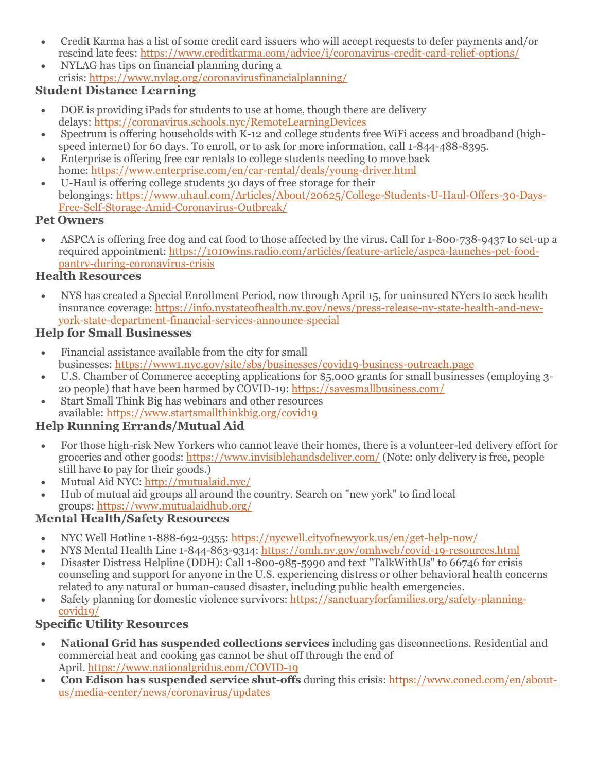- Credit Karma has a list of some credit card issuers who will accept requests to defer payments and/or rescind late fees: https://www.creditkarma.com/advice/i/coronavirus-credit-card-relief-options/
- NYLAG has tips on financial planning during a crisis: https://www.nylag.org/coronavirusfinancialplanning/

### Student Distance Learning

- DOE is providing iPads for students to use at home, though there are delivery delays: https://coronavirus.schools.nyc/RemoteLearningDevices
- Spectrum is offering households with K-12 and college students free WiFi access and broadband (high-speed internet) for 60 days. To enroll, or to ask for more information, call 1-844-488-8395.
- Enterprise is offering free car rentals to college students needing to move back home: https://www.enterprise.com/en/car-rental/deals/young-driver.html
- U-Haul is offering college students 30 days of free storage for their belongings: https://www.uhaul.com/Articles/About/20625/College-Students-U-Haul-Offers-30-Days-Free-Self-Storage-Amid-Coronavirus-Outbreak/

### Pet Owners

- ASPCA is offering free dog and cat food to those affected by the virus. Call for 1-800-738-9437 to set-up a required appointment: https://1010wins.radio.com/articles/feature-article/aspca-launches-pet-food-pantry-during-coronavirus-crisis

### Health Resources

- NYS has created a Special Enrollment Period, now through April 15, for uninsured NYers to seek health insurance coverage: https://info.nystateofhealth.ny.gov/news/press-release-ny-state-health-and-new-york-state-department-financial-services-announce-special

### Help for Small Businesses

- Financial assistance available from the city for small businesses: https://www1.nyc.gov/site/sbs/businesses/covid19-business-outreach.page
- U.S. Chamber of Commerce accepting applications for $5,000 grants for small businesses (employing 3-20 people) that have been harmed by COVID-19: https://savesmallbusiness.com/
- Start Small Think Big has webinars and other resources available: https://www.startsmallthinkbig.org/covid19

### Help Running Errands/Mutual Aid

- For those high-risk New Yorkers who cannot leave their homes, there is a volunteer-led delivery effort for groceries and other goods: https://www.invisiblehandsdeliver.com/ (Note: only delivery is free, people still have to pay for their goods.)
- Mutual Aid NYC: http://mutualaid.nyc/
- Hub of mutual aid groups all around the country. Search on "new york" to find local groups: https://www.mutualaidhub.org/

### Mental Health/Safety Resources

- NYC Well Hotline 1-888-692-9355: https://nycwell.cityofnewyork.us/en/get-help-now/
- NYS Mental Health Line 1-844-863-9314: https://omh.ny.gov/omhweb/covid-19-resources.html
- Disaster Distress Helpline (DDH): Call 1-800-985-5990 and text "TalkWithUs" to 66746 for crisis counseling and support for anyone in the U.S. experiencing distress or other behavioral health concerns related to any natural or human-caused disaster, including public health emergencies.
- Safety planning for domestic violence survivors: https://sanctuaryforfamilies.org/safety-planning-covid19/

### Specific Utility Resources

- **National Grid has suspended collections services** including gas disconnections. Residential and commercial heat and cooking gas cannot be shut off through the end of April. https://www.nationalgridus.com/COVID-19
- **Con Edison has suspended service shut-offs** during this crisis: https://www.coned.com/en/about-us/media-center/news/coronavirus/updates